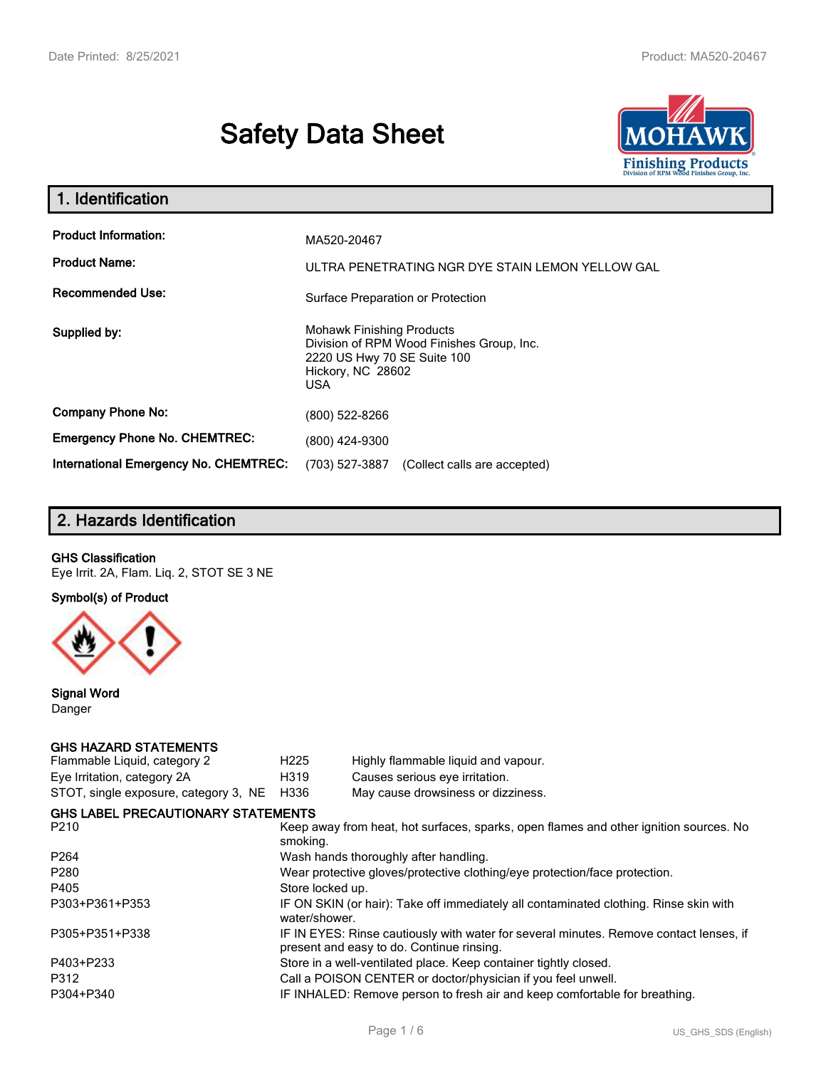# Safety Data Sheet

## 1. Identification

| | |
|---|---|
| **Product Information:** | MA520-20467 |
| **Product Name:** | ULTRA PENETRATING NGR DYE STAIN LEMON YELLOW GAL |
| **Recommended Use:** | Surface Preparation or Protection |
| **Supplied by:** | Mohawk Finishing Products<br>Division of RPM Wood Finishes Group, Inc.<br>2220 US Hwy 70 SE Suite 100<br>Hickory, NC 28602<br>USA |
| **Company Phone No:** | (800) 522-8266 |
| **Emergency Phone No. CHEMTREC:** | (800) 424-9300 |
| **International Emergency No. CHEMTREC:** | (703) 527-3887 (Collect calls are accepted) |

## 2. Hazards Identification

**GHS Classification**

Eye Irrit. 2A, Flam. Liq. 2, STOT SE 3 NE

**Symbol(s) of Product**

**Signal Word**

Danger

**GHS HAZARD STATEMENTS**

| | | |
|---|---|---|
| Flammable Liquid, category 2 | H225 | Highly flammable liquid and vapour. |
| Eye Irritation, category 2A | H319 | Causes serious eye irritation. |
| STOT, single exposure, category 3, NE | H336 | May cause drowsiness or dizziness. |

**GHS LABEL PRECAUTIONARY STATEMENTS**

| | |
|---|---|
| P210 | Keep away from heat, hot surfaces, sparks, open flames and other ignition sources. No smoking. |
| P264 | Wash hands thoroughly after handling. |
| P280 | Wear protective gloves/protective clothing/eye protection/face protection. |
| P405 | Store locked up. |
| P303+P361+P353 | IF ON SKIN (or hair): Take off immediately all contaminated clothing. Rinse skin with water/shower. |
| P305+P351+P338 | IF IN EYES: Rinse cautiously with water for several minutes. Remove contact lenses, if present and easy to do. Continue rinsing. |
| P403+P233 | Store in a well-ventilated place. Keep container tightly closed. |
| P312 | Call a POISON CENTER or doctor/physician if you feel unwell. |
| P304+P340 | IF INHALED: Remove person to fresh air and keep comfortable for breathing. |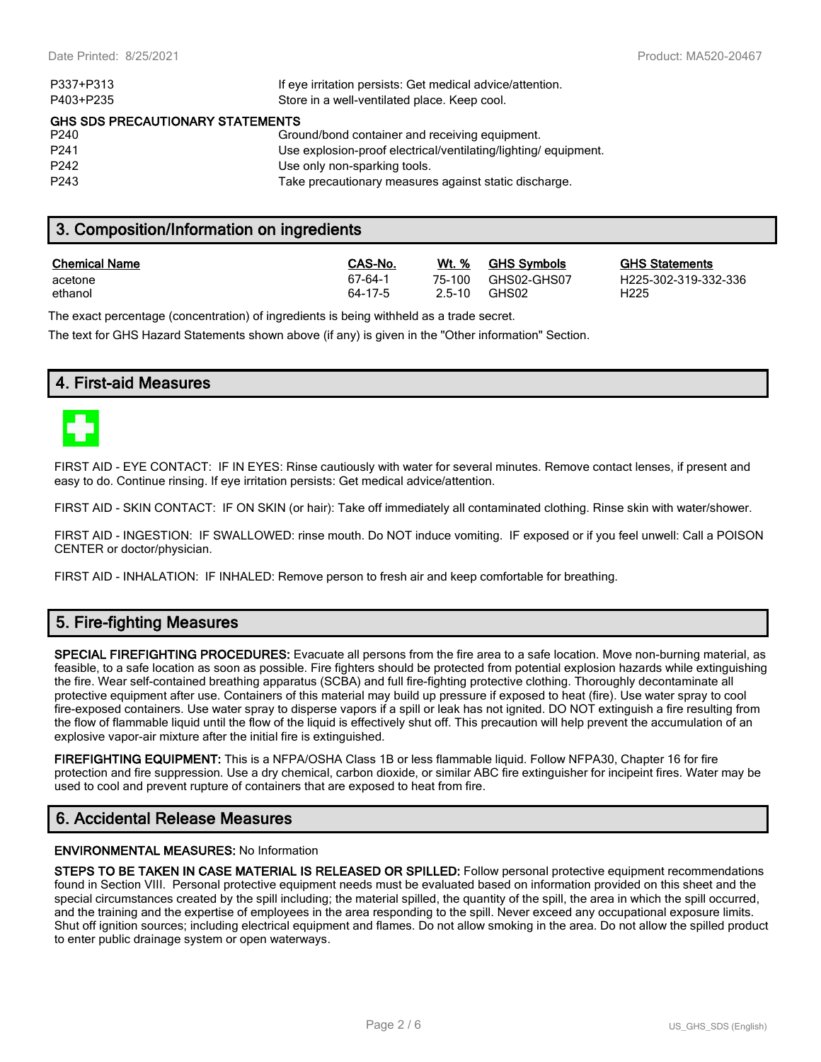| | |
|---|---|
| P337+P313 | If eye irritation persists: Get medical advice/attention. |
| P403+P235 | Store in a well-ventilated place. Keep cool. |

**GHS SDS PRECAUTIONARY STATEMENTS**

| | |
|---|---|
| P240 | Ground/bond container and receiving equipment. |
| P241 | Use explosion-proof electrical/ventilating/lighting/ equipment. |
| P242 | Use only non-sparking tools. |
| P243 | Take precautionary measures against static discharge. |

## 3. Composition/Information on ingredients

| Chemical Name | CAS-No. | Wt. % | GHS Symbols | GHS Statements |
|---|---|---|---|---|
| acetone | 67-64-1 | 75-100 | GHS02-GHS07 | H225-302-319-332-336 |
| ethanol | 64-17-5 | 2.5-10 | GHS02 | H225 |

The exact percentage (concentration) of ingredients is being withheld as a trade secret.

The text for GHS Hazard Statements shown above (if any) is given in the "Other information" Section.

## 4. First-aid Measures

FIRST AID - EYE CONTACT: IF IN EYES: Rinse cautiously with water for several minutes. Remove contact lenses, if present and easy to do. Continue rinsing. If eye irritation persists: Get medical advice/attention.

FIRST AID - SKIN CONTACT: IF ON SKIN (or hair): Take off immediately all contaminated clothing. Rinse skin with water/shower.

FIRST AID - INGESTION: IF SWALLOWED: rinse mouth. Do NOT induce vomiting. IF exposed or if you feel unwell: Call a POISON CENTER or doctor/physician.

FIRST AID - INHALATION: IF INHALED: Remove person to fresh air and keep comfortable for breathing.

## 5. Fire-fighting Measures

**SPECIAL FIREFIGHTING PROCEDURES:** Evacuate all persons from the fire area to a safe location. Move non-burning material, as feasible, to a safe location as soon as possible. Fire fighters should be protected from potential explosion hazards while extinguishing the fire. Wear self-contained breathing apparatus (SCBA) and full fire-fighting protective clothing. Thoroughly decontaminate all protective equipment after use. Containers of this material may build up pressure if exposed to heat (fire). Use water spray to cool fire-exposed containers. Use water spray to disperse vapors if a spill or leak has not ignited. DO NOT extinguish a fire resulting from the flow of flammable liquid until the flow of the liquid is effectively shut off. This precaution will help prevent the accumulation of an explosive vapor-air mixture after the initial fire is extinguished.

**FIREFIGHTING EQUIPMENT:** This is a NFPA/OSHA Class 1B or less flammable liquid. Follow NFPA30, Chapter 16 for fire protection and fire suppression. Use a dry chemical, carbon dioxide, or similar ABC fire extinguisher for incipeint fires. Water may be used to cool and prevent rupture of containers that are exposed to heat from fire.

## 6. Accidental Release Measures

**ENVIRONMENTAL MEASURES:** No Information

**STEPS TO BE TAKEN IN CASE MATERIAL IS RELEASED OR SPILLED:** Follow personal protective equipment recommendations found in Section VIII. Personal protective equipment needs must be evaluated based on information provided on this sheet and the special circumstances created by the spill including; the material spilled, the quantity of the spill, the area in which the spill occurred, and the training and the expertise of employees in the area responding to the spill. Never exceed any occupational exposure limits. Shut off ignition sources; including electrical equipment and flames. Do not allow smoking in the area. Do not allow the spilled product to enter public drainage system or open waterways.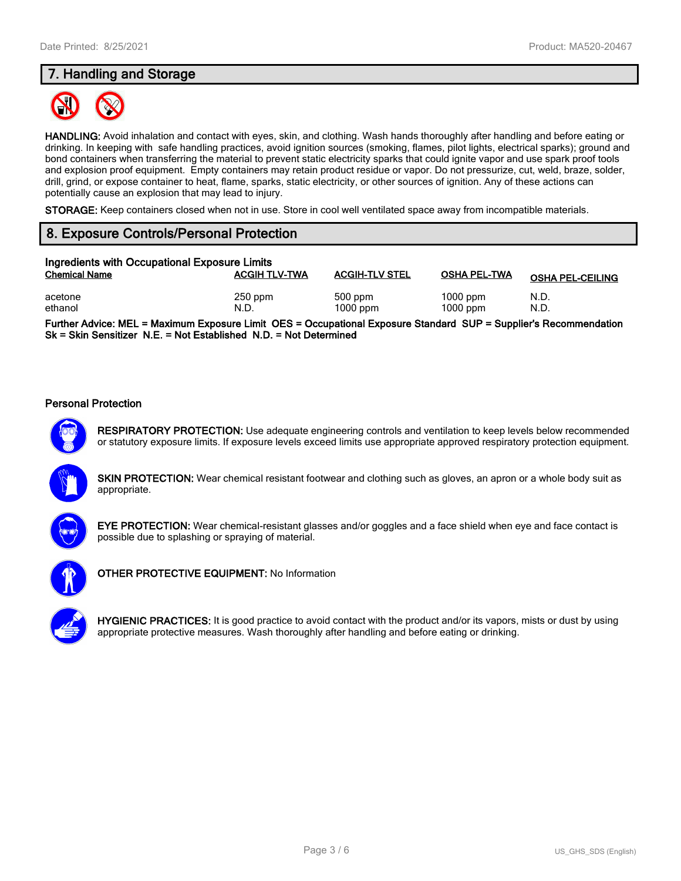## 7. Handling and Storage

**HANDLING:** Avoid inhalation and contact with eyes, skin, and clothing. Wash hands thoroughly after handling and before eating or drinking. In keeping with safe handling practices, avoid ignition sources (smoking, flames, pilot lights, electrical sparks); ground and bond containers when transferring the material to prevent static electricity sparks that could ignite vapor and use spark proof tools and explosion proof equipment. Empty containers may retain product residue or vapor. Do not pressurize, cut, weld, braze, solder, drill, grind, or expose container to heat, flame, sparks, static electricity, or other sources of ignition. Any of these actions can potentially cause an explosion that may lead to injury.

**STORAGE:** Keep containers closed when not in use. Store in cool well ventilated space away from incompatible materials.

## 8. Exposure Controls/Personal Protection

**Ingredients with Occupational Exposure Limits**

| Chemical Name | ACGIH TLV-TWA | ACGIH-TLV STEL | OSHA PEL-TWA | OSHA PEL-CEILING |
|---|---|---|---|---|
| acetone | 250 ppm | 500 ppm | 1000 ppm | N.D. |
| ethanol | N.D. | 1000 ppm | 1000 ppm | N.D. |

**Further Advice: MEL = Maximum Exposure Limit OES = Occupational Exposure Standard SUP = Supplier's Recommendation Sk = Skin Sensitizer N.E. = Not Established N.D. = Not Determined**

### Personal Protection

**RESPIRATORY PROTECTION:** Use adequate engineering controls and ventilation to keep levels below recommended or statutory exposure limits. If exposure levels exceed limits use appropriate approved respiratory protection equipment.

**SKIN PROTECTION:** Wear chemical resistant footwear and clothing such as gloves, an apron or a whole body suit as appropriate.

**EYE PROTECTION:** Wear chemical-resistant glasses and/or goggles and a face shield when eye and face contact is possible due to splashing or spraying of material.

**OTHER PROTECTIVE EQUIPMENT:** No Information

**HYGIENIC PRACTICES:** It is good practice to avoid contact with the product and/or its vapors, mists or dust by using appropriate protective measures. Wash thoroughly after handling and before eating or drinking.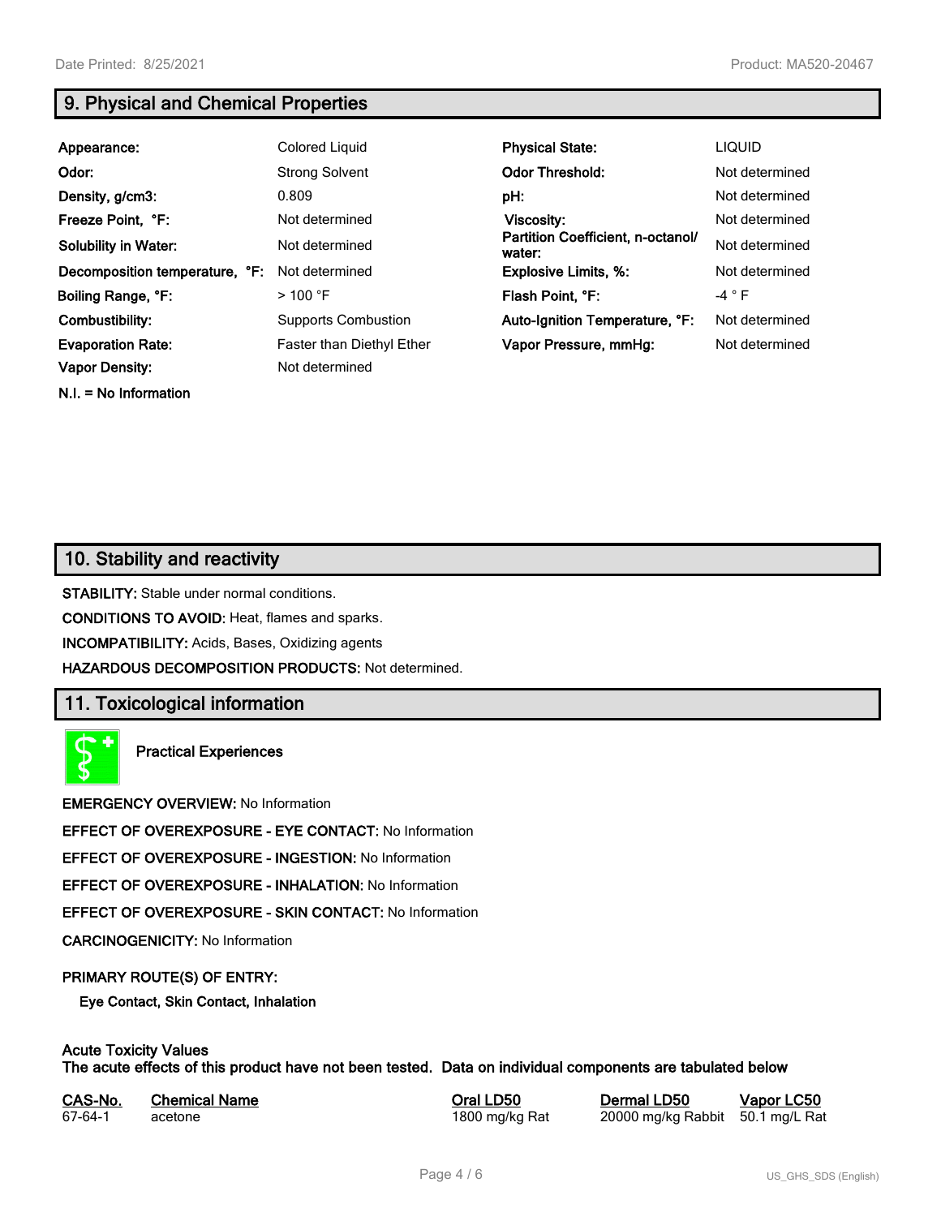## 9. Physical and Chemical Properties

| | | | |
|---|---|---|---|
| **Appearance:** | Colored Liquid | **Physical State:** | LIQUID |
| **Odor:** | Strong Solvent | **Odor Threshold:** | Not determined |
| **Density, g/cm3:** | 0.809 | **pH:** | Not determined |
| **Freeze Point, °F:** | Not determined | **Viscosity:** | Not determined |
| **Solubility in Water:** | Not determined | **Partition Coefficient, n-octanol/ water:** | Not determined |
| **Decomposition temperature, °F:** | Not determined | **Explosive Limits, %:** | Not determined |
| **Boiling Range, °F:** | > 100 °F | **Flash Point, °F:** | -4 ° F |
| **Combustibility:** | Supports Combustion | **Auto-Ignition Temperature, °F:** | Not determined |
| **Evaporation Rate:** | Faster than Diethyl Ether | **Vapor Pressure, mmHg:** | Not determined |
| **Vapor Density:** | Not determined | | |

**N.I. = No Information**

## 10. Stability and reactivity

**STABILITY:** Stable under normal conditions.

**CONDITIONS TO AVOID:** Heat, flames and sparks.

**INCOMPATIBILITY:** Acids, Bases, Oxidizing agents

**HAZARDOUS DECOMPOSITION PRODUCTS:** Not determined.

## 11. Toxicological information

**Practical Experiences**

**EMERGENCY OVERVIEW:** No Information

**EFFECT OF OVEREXPOSURE - EYE CONTACT:** No Information

**EFFECT OF OVEREXPOSURE - INGESTION:** No Information

**EFFECT OF OVEREXPOSURE - INHALATION:** No Information

**EFFECT OF OVEREXPOSURE - SKIN CONTACT:** No Information

**CARCINOGENICITY:** No Information

**PRIMARY ROUTE(S) OF ENTRY:**

**Eye Contact, Skin Contact, Inhalation**

**Acute Toxicity Values**
**The acute effects of this product have not been tested. Data on individual components are tabulated below**

| CAS-No. | Chemical Name | Oral LD50 | Dermal LD50 | Vapor LC50 |
|---|---|---|---|---|
| 67-64-1 | acetone | 1800 mg/kg Rat | 20000 mg/kg Rabbit | 50.1 mg/L Rat |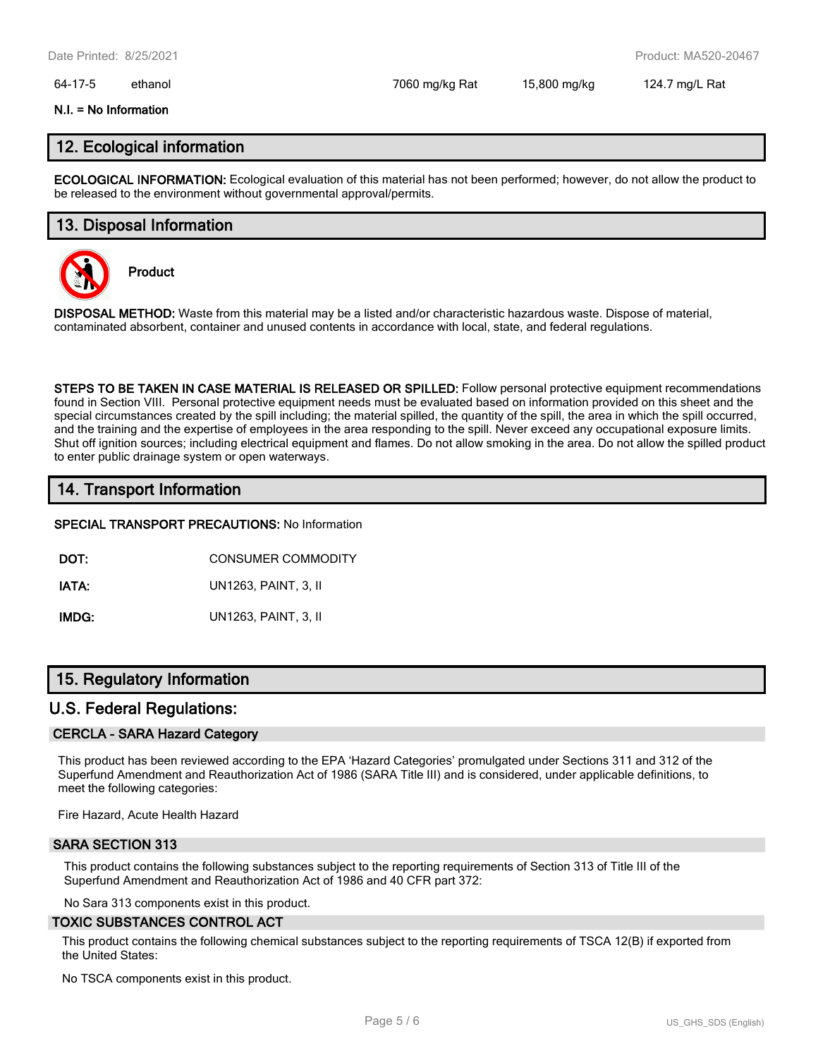| 64-17-5 | ethanol | 7060 mg/kg Rat | 15,800 mg/kg | 124.7 mg/L Rat |
|---|---|---|---|---|

**N.I. = No Information**

## 12. Ecological information

**ECOLOGICAL INFORMATION:** Ecological evaluation of this material has not been performed; however, do not allow the product to be released to the environment without governmental approval/permits.

## 13. Disposal Information

**Product**

**DISPOSAL METHOD:** Waste from this material may be a listed and/or characteristic hazardous waste. Dispose of material, contaminated absorbent, container and unused contents in accordance with local, state, and federal regulations.

**STEPS TO BE TAKEN IN CASE MATERIAL IS RELEASED OR SPILLED:** Follow personal protective equipment recommendations found in Section VIII. Personal protective equipment needs must be evaluated based on information provided on this sheet and the special circumstances created by the spill including; the material spilled, the quantity of the spill, the area in which the spill occurred, and the training and the expertise of employees in the area responding to the spill. Never exceed any occupational exposure limits. Shut off ignition sources; including electrical equipment and flames. Do not allow smoking in the area. Do not allow the spilled product to enter public drainage system or open waterways.

## 14. Transport Information

**SPECIAL TRANSPORT PRECAUTIONS:** No Information

**DOT:** CONSUMER COMMODITY

**IATA:** UN1263, PAINT, 3, II

**IMDG:** UN1263, PAINT, 3, II

## 15. Regulatory Information

## U.S. Federal Regulations:

### CERCLA - SARA Hazard Category

This product has been reviewed according to the EPA 'Hazard Categories' promulgated under Sections 311 and 312 of the Superfund Amendment and Reauthorization Act of 1986 (SARA Title III) and is considered, under applicable definitions, to meet the following categories:

Fire Hazard, Acute Health Hazard

### SARA SECTION 313

This product contains the following substances subject to the reporting requirements of Section 313 of Title III of the Superfund Amendment and Reauthorization Act of 1986 and 40 CFR part 372:

No Sara 313 components exist in this product.

### TOXIC SUBSTANCES CONTROL ACT

This product contains the following chemical substances subject to the reporting requirements of TSCA 12(B) if exported from the United States:

No TSCA components exist in this product.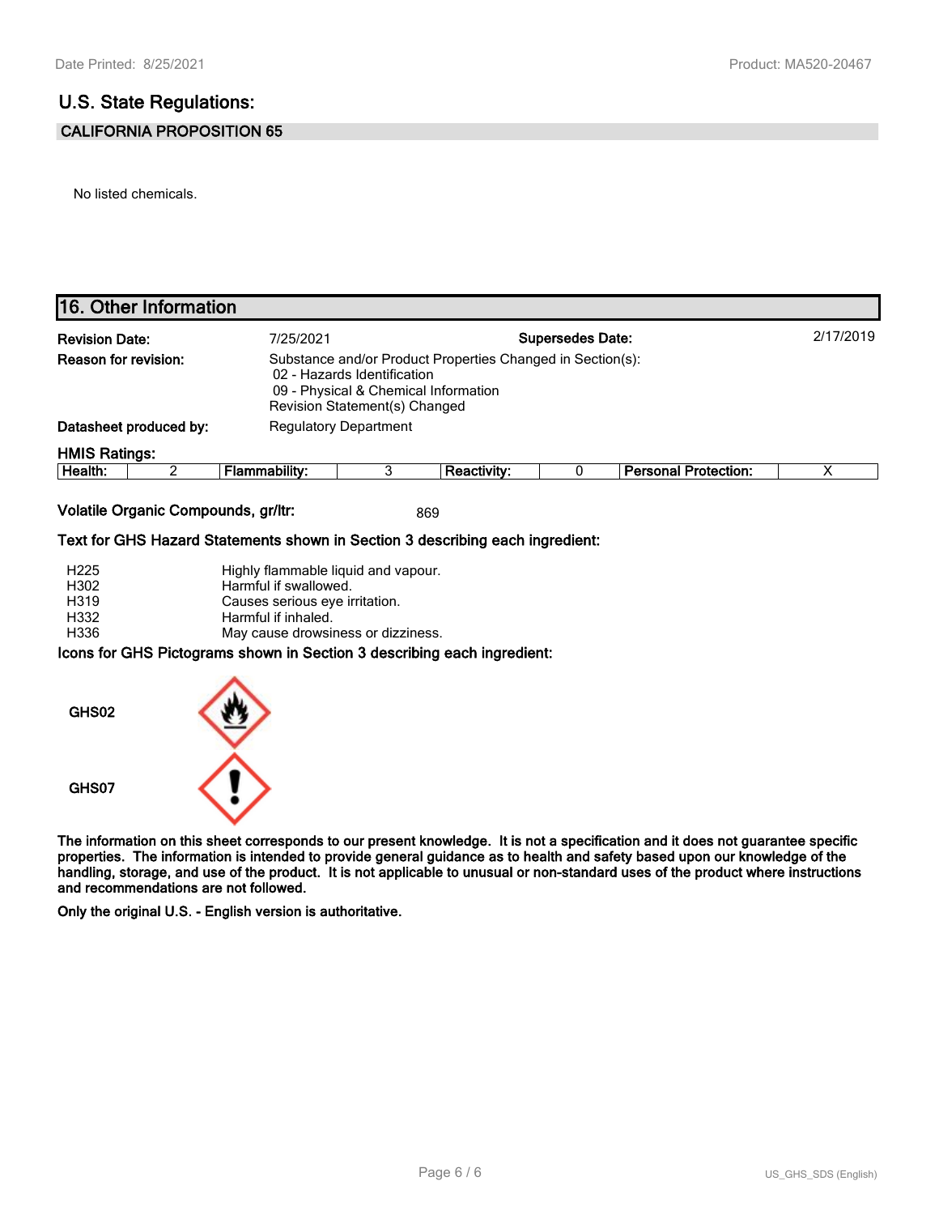## U.S. State Regulations:

### CALIFORNIA PROPOSITION 65

No listed chemicals.

## 16. Other Information

**Revision Date:** 7/25/2021 **Supersedes Date:** 2/17/2019

**Reason for revision:** Substance and/or Product Properties Changed in Section(s):
02 - Hazards Identification
09 - Physical & Chemical Information
Revision Statement(s) Changed

**Datasheet produced by:** Regulatory Department

**HMIS Ratings:**

| | | | | | | | |
|---|---|---|---|---|---|---|---|
| **Health:** | 2 | **Flammability:** | 3 | **Reactivity:** | 0 | **Personal Protection:** | X |

**Volatile Organic Compounds, gr/ltr:** 869

**Text for GHS Hazard Statements shown in Section 3 describing each ingredient:**

| | |
|---|---|
| H225 | Highly flammable liquid and vapour. |
| H302 | Harmful if swallowed. |
| H319 | Causes serious eye irritation. |
| H332 | Harmful if inhaled. |
| H336 | May cause drowsiness or dizziness. |

**Icons for GHS Pictograms shown in Section 3 describing each ingredient:**

GHS02

GHS07

**The information on this sheet corresponds to our present knowledge. It is not a specification and it does not guarantee specific properties. The information is intended to provide general guidance as to health and safety based upon our knowledge of the handling, storage, and use of the product. It is not applicable to unusual or non-standard uses of the product where instructions and recommendations are not followed.**

**Only the original U.S. - English version is authoritative.**